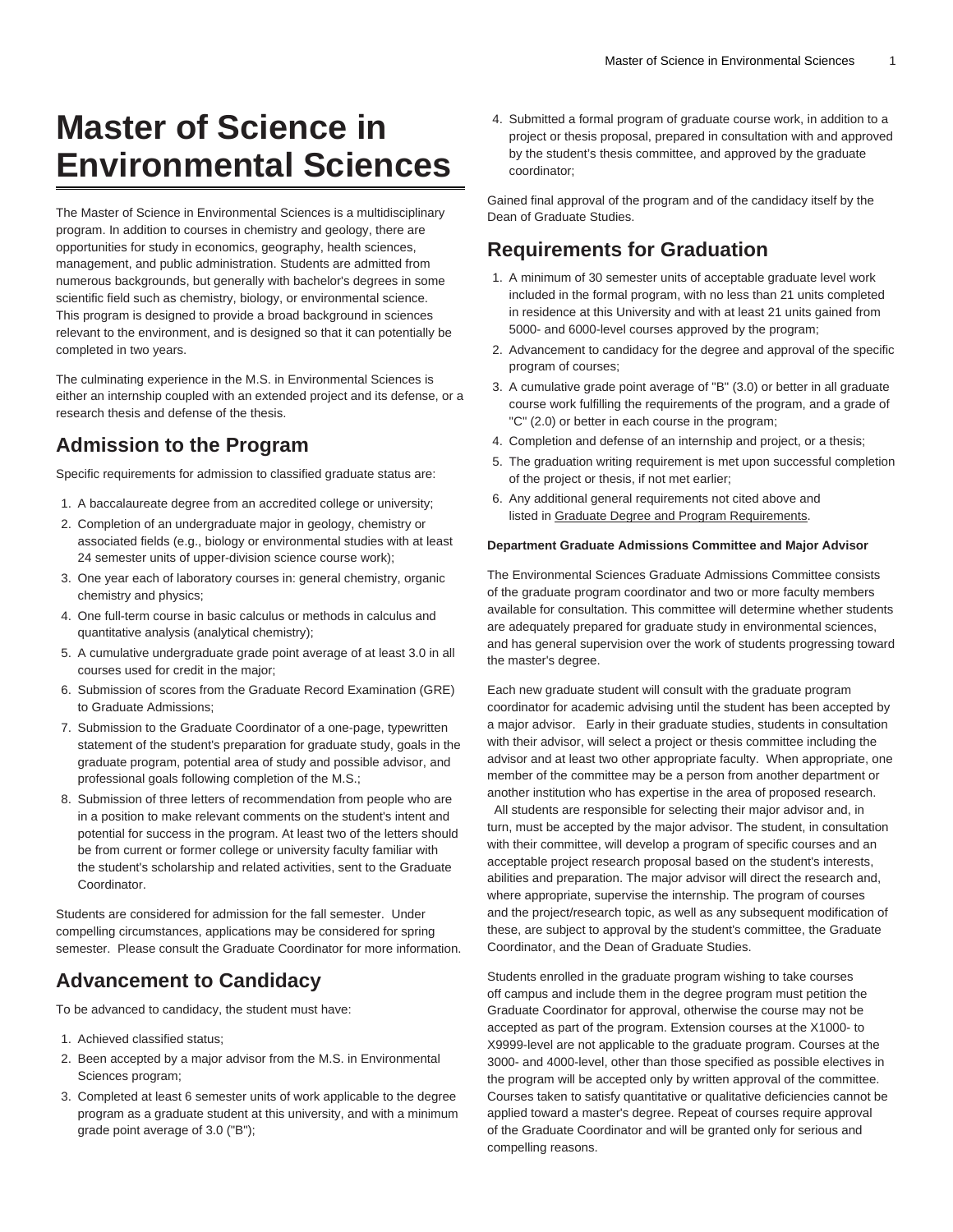# Master of Science in Environmental Sciences

The Master of Science in Environmental Sciences is a multidisciplinary program. In addition to courses in chemistry and geology, there are opportunities for study in economics, geography, health sciences, management, and public administration. Students are admitted from numerous backgrounds, but generally with bachelor's degrees in some scientific field such as chemistry, biology, or environmental science. This program is designed to provide a broad background in sciences relevant to the environment, and is designed so that it can potentially be completed in two years.

The culminating experience in the M.S. in Environmental Sciences is either an internship coupled with an extended project and its defense, or a research thesis and defense of the thesis.

## Admission to the Program

Specific requirements for admission to classified graduate status are:

1. A baccalaureate degree from an accredited college or university;
2. Completion of an undergraduate major in geology, chemistry or associated fields (e.g., biology or environmental studies with at least 24 semester units of upper-division science course work);
3. One year each of laboratory courses in: general chemistry, organic chemistry and physics;
4. One full-term course in basic calculus or methods in calculus and quantitative analysis (analytical chemistry);
5. A cumulative undergraduate grade point average of at least 3.0 in all courses used for credit in the major;
6. Submission of scores from the Graduate Record Examination (GRE) to Graduate Admissions;
7. Submission to the Graduate Coordinator of a one-page, typewritten statement of the student's preparation for graduate study, goals in the graduate program, potential area of study and possible advisor, and professional goals following completion of the M.S.;
8. Submission of three letters of recommendation from people who are in a position to make relevant comments on the student's intent and potential for success in the program. At least two of the letters should be from current or former college or university faculty familiar with the student's scholarship and related activities, sent to the Graduate Coordinator.

Students are considered for admission for the fall semester. Under compelling circumstances, applications may be considered for spring semester. Please consult the Graduate Coordinator for more information.

## Advancement to Candidacy

To be advanced to candidacy, the student must have:

1. Achieved classified status;
2. Been accepted by a major advisor from the M.S. in Environmental Sciences program;
3. Completed at least 6 semester units of work applicable to the degree program as a graduate student at this university, and with a minimum grade point average of 3.0 ("B");
4. Submitted a formal program of graduate course work, in addition to a project or thesis proposal, prepared in consultation with and approved by the student's thesis committee, and approved by the graduate coordinator;

Gained final approval of the program and of the candidacy itself by the Dean of Graduate Studies.

## Requirements for Graduation

1. A minimum of 30 semester units of acceptable graduate level work included in the formal program, with no less than 21 units completed in residence at this University and with at least 21 units gained from 5000- and 6000-level courses approved by the program;
2. Advancement to candidacy for the degree and approval of the specific program of courses;
3. A cumulative grade point average of "B" (3.0) or better in all graduate course work fulfilling the requirements of the program, and a grade of "C" (2.0) or better in each course in the program;
4. Completion and defense of an internship and project, or a thesis;
5. The graduation writing requirement is met upon successful completion of the project or thesis, if not met earlier;
6. Any additional general requirements not cited above and listed in Graduate Degree and Program Requirements.

**Department Graduate Admissions Committee and Major Advisor**

The Environmental Sciences Graduate Admissions Committee consists of the graduate program coordinator and two or more faculty members available for consultation. This committee will determine whether students are adequately prepared for graduate study in environmental sciences, and has general supervision over the work of students progressing toward the master's degree.

Each new graduate student will consult with the graduate program coordinator for academic advising until the student has been accepted by a major advisor. Early in their graduate studies, students in consultation with their advisor, will select a project or thesis committee including the advisor and at least two other appropriate faculty. When appropriate, one member of the committee may be a person from another department or another institution who has expertise in the area of proposed research. All students are responsible for selecting their major advisor and, in turn, must be accepted by the major advisor. The student, in consultation with their committee, will develop a program of specific courses and an acceptable project research proposal based on the student's interests, abilities and preparation. The major advisor will direct the research and, where appropriate, supervise the internship. The program of courses and the project/research topic, as well as any subsequent modification of these, are subject to approval by the student's committee, the Graduate Coordinator, and the Dean of Graduate Studies.

Students enrolled in the graduate program wishing to take courses off campus and include them in the degree program must petition the Graduate Coordinator for approval, otherwise the course may not be accepted as part of the program. Extension courses at the X1000- to X9999-level are not applicable to the graduate program. Courses at the 3000- and 4000-level, other than those specified as possible electives in the program will be accepted only by written approval of the committee. Courses taken to satisfy quantitative or qualitative deficiencies cannot be applied toward a master's degree. Repeat of courses require approval of the Graduate Coordinator and will be granted only for serious and compelling reasons.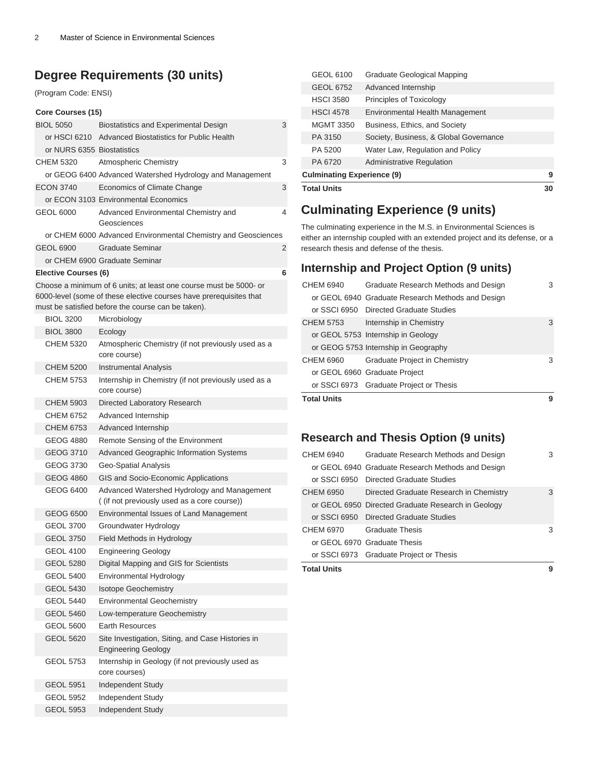## Degree Requirements (30 units)

(Program Code: ENSI)

| | | |
|---|---|---|
| **Core Courses (15)** | | |
| BIOL 5050 | Biostatistics and Experimental Design | 3 |
| or HSCI 6210 | Advanced Biostatistics for Public Health | |
| or NURS 6355 | Biostatistics | |
| CHEM 5320 | Atmospheric Chemistry | 3 |
| or GEOG 6400 | Advanced Watershed Hydrology and Management | |
| ECON 3740 | Economics of Climate Change | 3 |
| or ECON 3103 | Environmental Economics | |
| GEOL 6000 | Advanced Environmental Chemistry and Geosciences | 4 |
| or CHEM 6000 | Advanced Environmental Chemistry and Geosciences | |
| GEOL 6900 | Graduate Seminar | 2 |
| or CHEM 6900 | Graduate Seminar | |
| **Elective Courses (6)** | | **6** |
| Choose a minimum of 6 units; at least one course must be 5000- or 6000-level (some of these elective courses have prerequisites that must be satisfied before the course can be taken). | | |
| BIOL 3200 | Microbiology | |
| BIOL 3800 | Ecology | |
| CHEM 5320 | Atmospheric Chemistry (if not previously used as a core course) | |
| CHEM 5200 | Instrumental Analysis | |
| CHEM 5753 | Internship in Chemistry (if not previously used as a core course) | |
| CHEM 5903 | Directed Laboratory Research | |
| CHEM 6752 | Advanced Internship | |
| CHEM 6753 | Advanced Internship | |
| GEOG 4880 | Remote Sensing of the Environment | |
| GEOG 3710 | Advanced Geographic Information Systems | |
| GEOG 3730 | Geo-Spatial Analysis | |
| GEOG 4860 | GIS and Socio-Economic Applications | |
| GEOG 6400 | Advanced Watershed Hydrology and Management ( (if not previously used as a core course)) | |
| GEOG 6500 | Environmental Issues of Land Management | |
| GEOL 3700 | Groundwater Hydrology | |
| GEOL 3750 | Field Methods in Hydrology | |
| GEOL 4100 | Engineering Geology | |
| GEOL 5280 | Digital Mapping and GIS for Scientists | |
| GEOL 5400 | Environmental Hydrology | |
| GEOL 5430 | Isotope Geochemistry | |
| GEOL 5440 | Environmental Geochemistry | |
| GEOL 5460 | Low-temperature Geochemistry | |
| GEOL 5600 | Earth Resources | |
| GEOL 5620 | Site Investigation, Siting, and Case Histories in Engineering Geology | |
| GEOL 5753 | Internship in Geology (if not previously used as core courses) | |
| GEOL 5951 | Independent Study | |
| GEOL 5952 | Independent Study | |
| GEOL 5953 | Independent Study | |
| GEOL 6100 | Graduate Geological Mapping | |
| GEOL 6752 | Advanced Internship | |
| HSCI 3580 | Principles of Toxicology | |
| HSCI 4578 | Environmental Health Management | |
| MGMT 3350 | Business, Ethics, and Society | |
| PA 3150 | Society, Business, & Global Governance | |
| PA 5200 | Water Law, Regulation and Policy | |
| PA 6720 | Administrative Regulation | |
| **Culminating Experience (9)** | | **9** |
| **Total Units** | | **30** |

## Culminating Experience (9 units)

The culminating experience in the M.S. in Environmental Sciences is either an internship coupled with an extended project and its defense, or a research thesis and defense of the thesis.

## Internship and Project Option (9 units)

| | | |
|---|---|---|
| CHEM 6940 | Graduate Research Methods and Design | 3 |
| or GEOL 6940 | Graduate Research Methods and Design | |
| or SSCI 6950 | Directed Graduate Studies | |
| CHEM 5753 | Internship in Chemistry | 3 |
| or GEOL 5753 | Internship in Geology | |
| or GEOG 5753 | Internship in Geography | |
| CHEM 6960 | Graduate Project in Chemistry | 3 |
| or GEOL 6960 | Graduate Project | |
| or SSCI 6973 | Graduate Project or Thesis | |
| **Total Units** | | **9** |

## Research and Thesis Option (9 units)

| | | |
|---|---|---|
| CHEM 6940 | Graduate Research Methods and Design | 3 |
| or GEOL 6940 | Graduate Research Methods and Design | |
| or SSCI 6950 | Directed Graduate Studies | |
| CHEM 6950 | Directed Graduate Research in Chemistry | 3 |
| or GEOL 6950 | Directed Graduate Research in Geology | |
| or SSCI 6950 | Directed Graduate Studies | |
| CHEM 6970 | Graduate Thesis | 3 |
| or GEOL 6970 | Graduate Thesis | |
| or SSCI 6973 | Graduate Project or Thesis | |
| **Total Units** | | **9** |